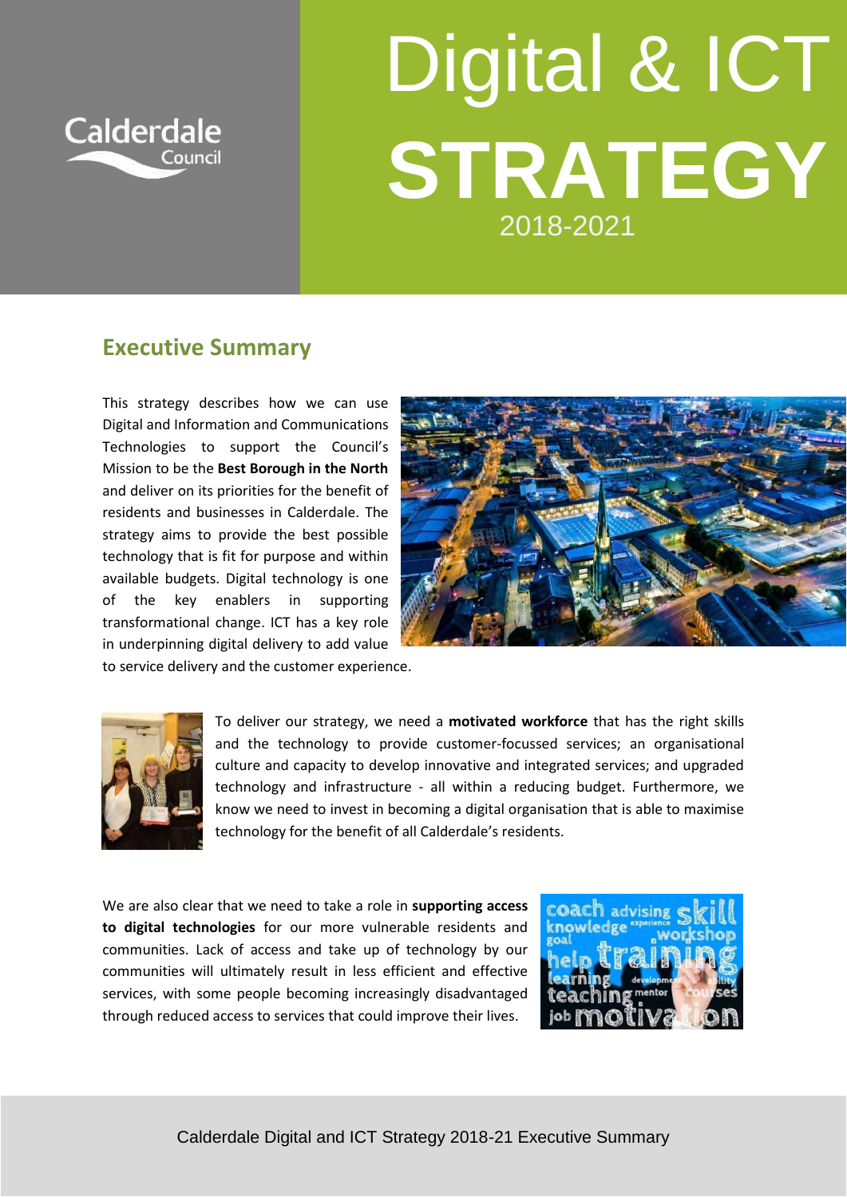Calderdale Council

# Digital & ICT STRATEGY

2018-2021

## Executive Summary

This strategy describes how we can use Digital and Information and Communications Technologies to support the Council's Mission to be the **Best Borough in the North** and deliver on its priorities for the benefit of residents and businesses in Calderdale. The strategy aims to provide the best possible technology that is fit for purpose and within available budgets. Digital technology is one of the key enablers in supporting transformational change. ICT has a key role in underpinning digital delivery to add value to service delivery and the customer experience.

To deliver our strategy, we need a **motivated workforce** that has the right skills and the technology to provide customer-focussed services; an organisational culture and capacity to develop innovative and integrated services; and upgraded technology and infrastructure - all within a reducing budget. Furthermore, we know we need to invest in becoming a digital organisation that is able to maximise technology for the benefit of all Calderdale's residents.

We are also clear that we need to take a role in **supporting access to digital technologies** for our more vulnerable residents and communities. Lack of access and take up of technology by our communities will ultimately result in less efficient and effective services, with some people becoming increasingly disadvantaged through reduced access to services that could improve their lives.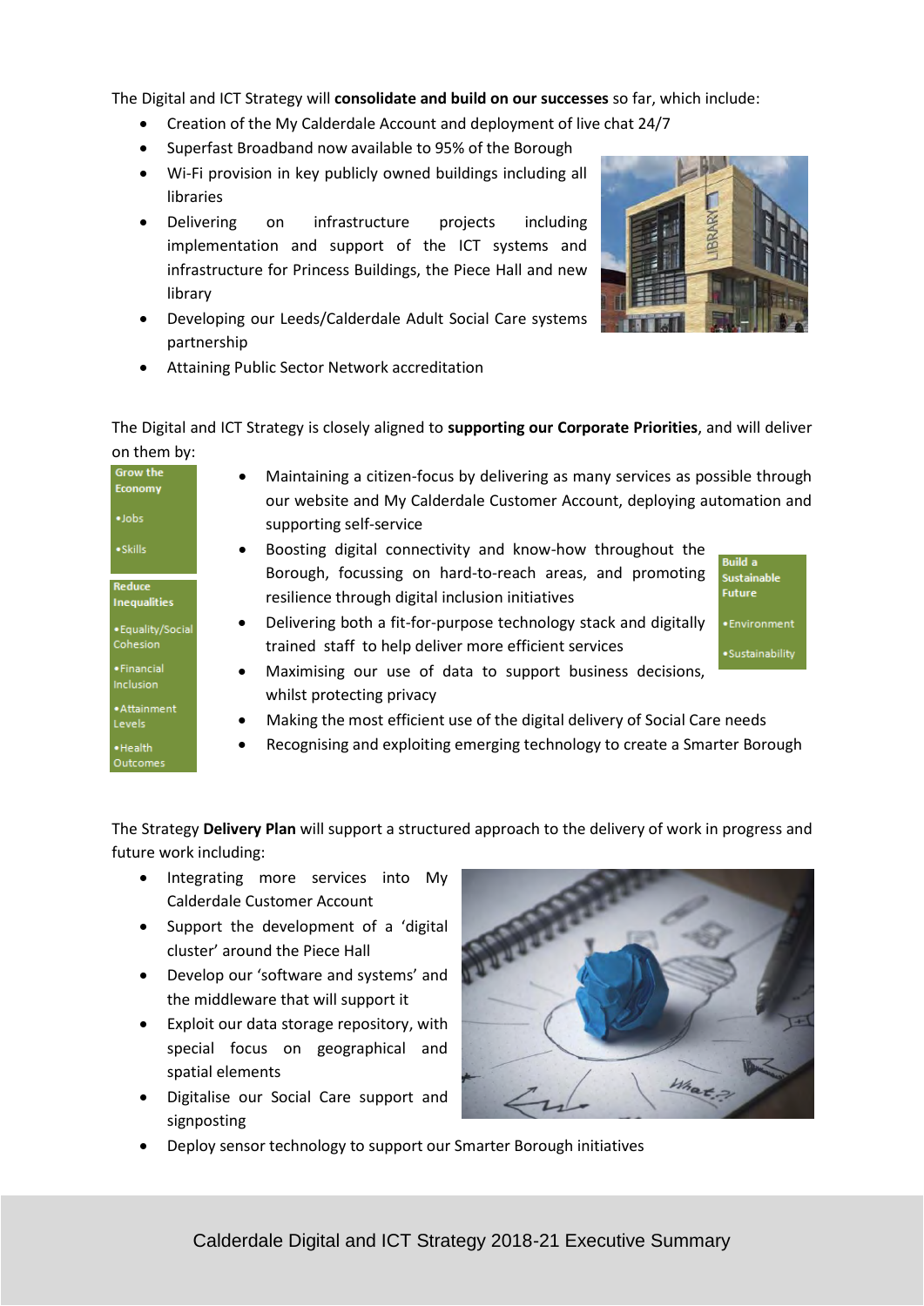The Digital and ICT Strategy will **consolidate and build on our successes** so far, which include:

- Creation of the My Calderdale Account and deployment of live chat 24/7
- Superfast Broadband now available to 95% of the Borough
- Wi-Fi provision in key publicly owned buildings including all libraries
- Delivering on infrastructure projects including implementation and support of the ICT systems and infrastructure for Princess Buildings, the Piece Hall and new library
- Developing our Leeds/Calderdale Adult Social Care systems partnership
- Attaining Public Sector Network accreditation

The Digital and ICT Strategy is closely aligned to **supporting our Corporate Priorities**, and will deliver on them by:

**Grow the Economy**
- Jobs
- Skills

**Reduce Inequalities**
- Equality/Social Cohesion
- Financial Inclusion
- Attainment Levels
- Health Outcomes

**Build a Sustainable Future**
- Environment
- Sustainability

- Maintaining a citizen-focus by delivering as many services as possible through our website and My Calderdale Customer Account, deploying automation and supporting self-service
- Boosting digital connectivity and know-how throughout the Borough, focussing on hard-to-reach areas, and promoting resilience through digital inclusion initiatives
- Delivering both a fit-for-purpose technology stack and digitally trained staff to help deliver more efficient services
- Maximising our use of data to support business decisions, whilst protecting privacy
- Making the most efficient use of the digital delivery of Social Care needs
- Recognising and exploiting emerging technology to create a Smarter Borough

The Strategy **Delivery Plan** will support a structured approach to the delivery of work in progress and future work including:

- Integrating more services into My Calderdale Customer Account
- Support the development of a 'digital cluster' around the Piece Hall
- Develop our 'software and systems' and the middleware that will support it
- Exploit our data storage repository, with special focus on geographical and spatial elements
- Digitalise our Social Care support and signposting
- Deploy sensor technology to support our Smarter Borough initiatives